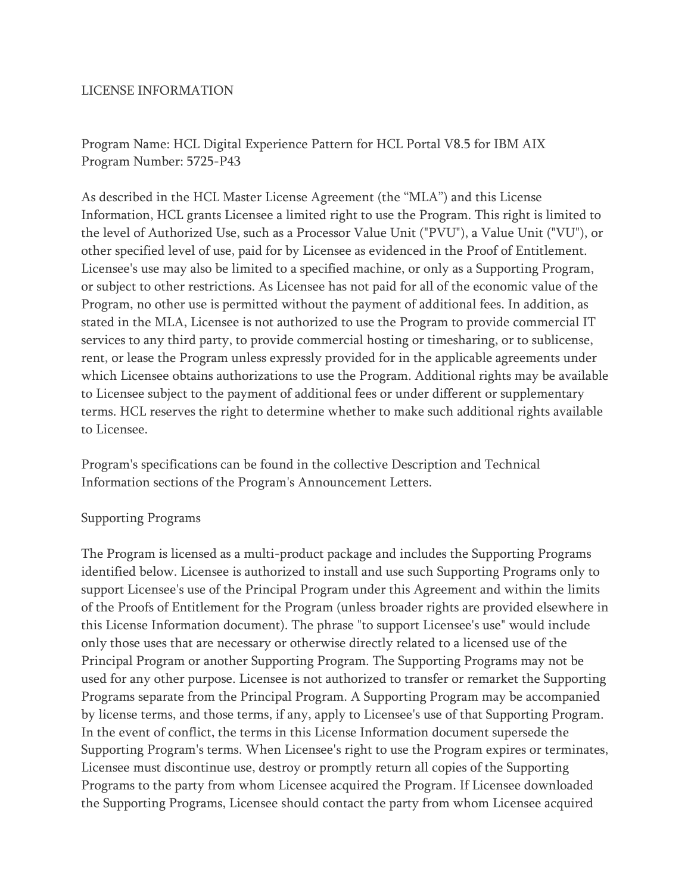LICENSE INFORMATION

Program Name: HCL Digital Experience Pattern for HCL Portal V8.5 for IBM AIX
Program Number: 5725-P43

As described in the HCL Master License Agreement (the “MLA”) and this License Information, HCL grants Licensee a limited right to use the Program. This right is limited to the level of Authorized Use, such as a Processor Value Unit ("PVU"), a Value Unit ("VU"), or other specified level of use, paid for by Licensee as evidenced in the Proof of Entitlement. Licensee's use may also be limited to a specified machine, or only as a Supporting Program, or subject to other restrictions. As Licensee has not paid for all of the economic value of the Program, no other use is permitted without the payment of additional fees. In addition, as stated in the MLA, Licensee is not authorized to use the Program to provide commercial IT services to any third party, to provide commercial hosting or timesharing, or to sublicense, rent, or lease the Program unless expressly provided for in the applicable agreements under which Licensee obtains authorizations to use the Program. Additional rights may be available to Licensee subject to the payment of additional fees or under different or supplementary terms. HCL reserves the right to determine whether to make such additional rights available to Licensee.

Program's specifications can be found in the collective Description and Technical Information sections of the Program's Announcement Letters.

Supporting Programs

The Program is licensed as a multi-product package and includes the Supporting Programs identified below. Licensee is authorized to install and use such Supporting Programs only to support Licensee's use of the Principal Program under this Agreement and within the limits of the Proofs of Entitlement for the Program (unless broader rights are provided elsewhere in this License Information document). The phrase "to support Licensee's use" would include only those uses that are necessary or otherwise directly related to a licensed use of the Principal Program or another Supporting Program. The Supporting Programs may not be used for any other purpose. Licensee is not authorized to transfer or remarket the Supporting Programs separate from the Principal Program. A Supporting Program may be accompanied by license terms, and those terms, if any, apply to Licensee's use of that Supporting Program. In the event of conflict, the terms in this License Information document supersede the Supporting Program's terms. When Licensee's right to use the Program expires or terminates, Licensee must discontinue use, destroy or promptly return all copies of the Supporting Programs to the party from whom Licensee acquired the Program. If Licensee downloaded the Supporting Programs, Licensee should contact the party from whom Licensee acquired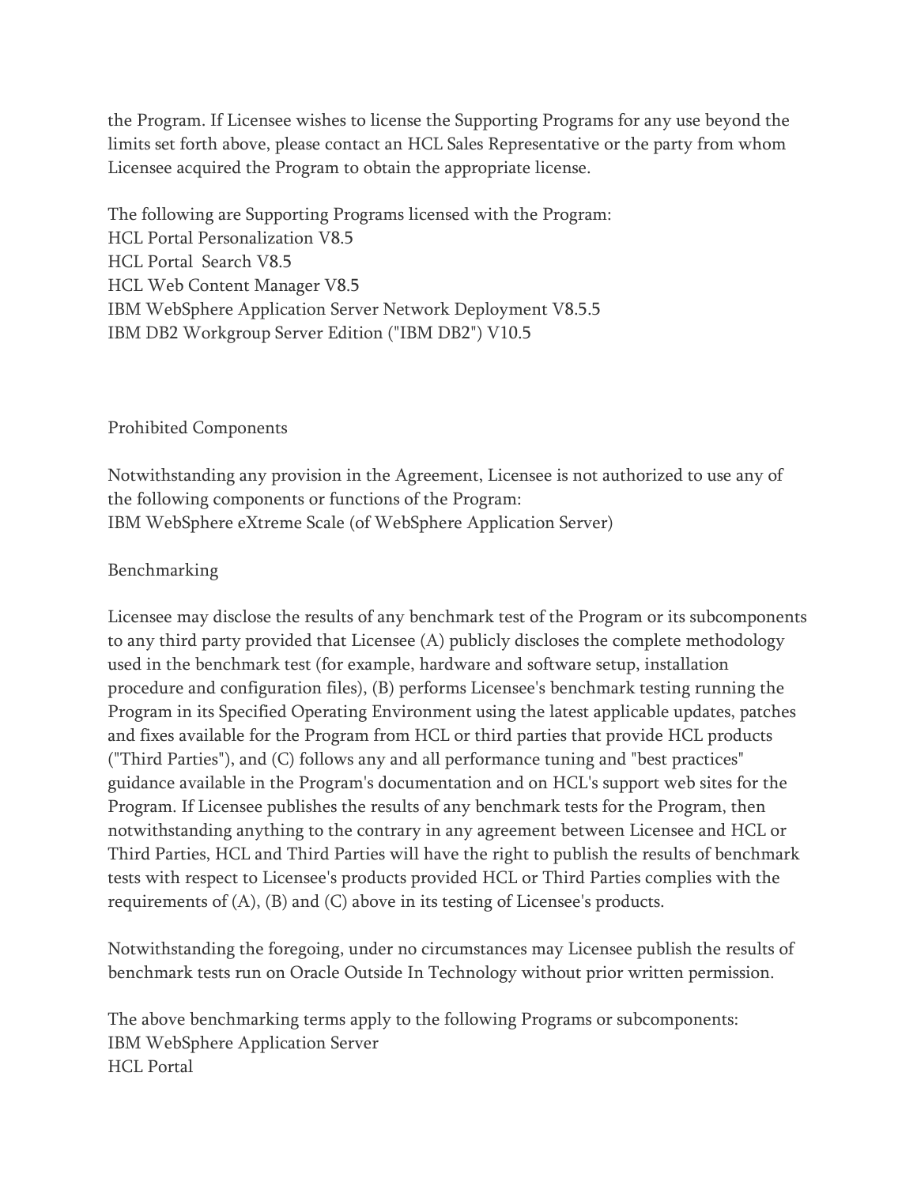the Program. If Licensee wishes to license the Supporting Programs for any use beyond the limits set forth above, please contact an HCL Sales Representative or the party from whom Licensee acquired the Program to obtain the appropriate license.

The following are Supporting Programs licensed with the Program:
HCL Portal Personalization V8.5
HCL Portal Search V8.5
HCL Web Content Manager V8.5
IBM WebSphere Application Server Network Deployment V8.5.5
IBM DB2 Workgroup Server Edition ("IBM DB2") V10.5

Prohibited Components

Notwithstanding any provision in the Agreement, Licensee is not authorized to use any of the following components or functions of the Program:
IBM WebSphere eXtreme Scale (of WebSphere Application Server)

Benchmarking

Licensee may disclose the results of any benchmark test of the Program or its subcomponents to any third party provided that Licensee (A) publicly discloses the complete methodology used in the benchmark test (for example, hardware and software setup, installation procedure and configuration files), (B) performs Licensee's benchmark testing running the Program in its Specified Operating Environment using the latest applicable updates, patches and fixes available for the Program from HCL or third parties that provide HCL products ("Third Parties"), and (C) follows any and all performance tuning and "best practices" guidance available in the Program's documentation and on HCL's support web sites for the Program. If Licensee publishes the results of any benchmark tests for the Program, then notwithstanding anything to the contrary in any agreement between Licensee and HCL or Third Parties, HCL and Third Parties will have the right to publish the results of benchmark tests with respect to Licensee's products provided HCL or Third Parties complies with the requirements of (A), (B) and (C) above in its testing of Licensee's products.

Notwithstanding the foregoing, under no circumstances may Licensee publish the results of benchmark tests run on Oracle Outside In Technology without prior written permission.

The above benchmarking terms apply to the following Programs or subcomponents:
IBM WebSphere Application Server
HCL Portal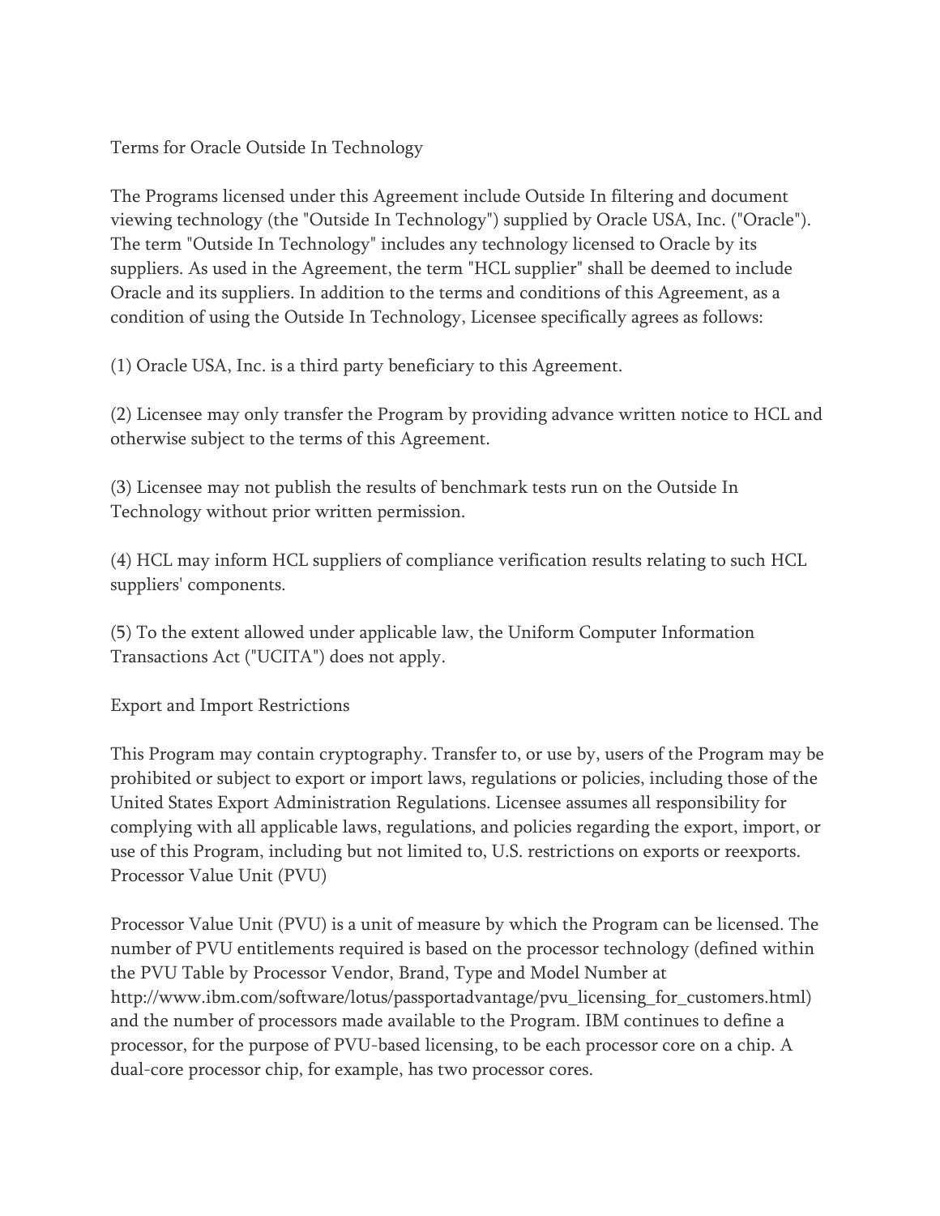## Terms for Oracle Outside In Technology

The Programs licensed under this Agreement include Outside In filtering and document viewing technology (the "Outside In Technology") supplied by Oracle USA, Inc. ("Oracle"). The term "Outside In Technology" includes any technology licensed to Oracle by its suppliers. As used in the Agreement, the term "HCL supplier" shall be deemed to include Oracle and its suppliers. In addition to the terms and conditions of this Agreement, as a condition of using the Outside In Technology, Licensee specifically agrees as follows:

(1) Oracle USA, Inc. is a third party beneficiary to this Agreement.

(2) Licensee may only transfer the Program by providing advance written notice to HCL and otherwise subject to the terms of this Agreement.

(3) Licensee may not publish the results of benchmark tests run on the Outside In Technology without prior written permission.

(4) HCL may inform HCL suppliers of compliance verification results relating to such HCL suppliers' components.

(5) To the extent allowed under applicable law, the Uniform Computer Information Transactions Act ("UCITA") does not apply.

## Export and Import Restrictions

This Program may contain cryptography. Transfer to, or use by, users of the Program may be prohibited or subject to export or import laws, regulations or policies, including those of the United States Export Administration Regulations. Licensee assumes all responsibility for complying with all applicable laws, regulations, and policies regarding the export, import, or use of this Program, including but not limited to, U.S. restrictions on exports or reexports.

## Processor Value Unit (PVU)

Processor Value Unit (PVU) is a unit of measure by which the Program can be licensed. The number of PVU entitlements required is based on the processor technology (defined within the PVU Table by Processor Vendor, Brand, Type and Model Number at http://www.ibm.com/software/lotus/passportadvantage/pvu_licensing_for_customers.html) and the number of processors made available to the Program. IBM continues to define a processor, for the purpose of PVU-based licensing, to be each processor core on a chip. A dual-core processor chip, for example, has two processor cores.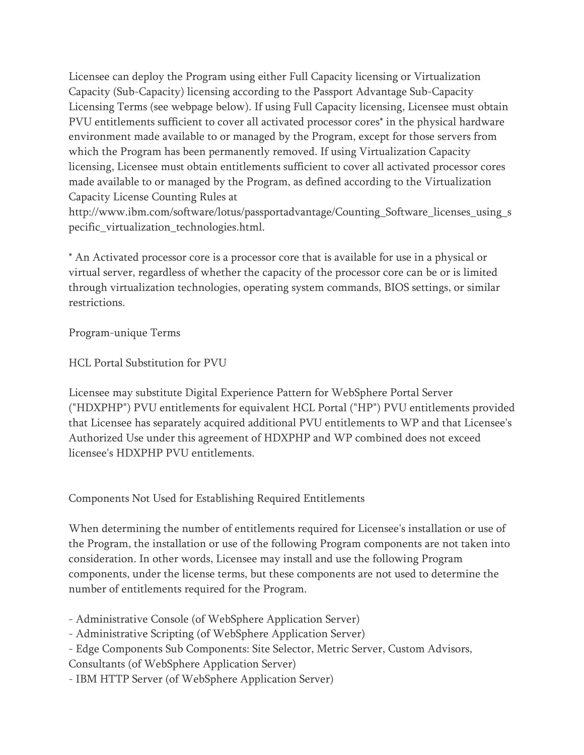Licensee can deploy the Program using either Full Capacity licensing or Virtualization Capacity (Sub-Capacity) licensing according to the Passport Advantage Sub-Capacity Licensing Terms (see webpage below). If using Full Capacity licensing, Licensee must obtain PVU entitlements sufficient to cover all activated processor cores* in the physical hardware environment made available to or managed by the Program, except for those servers from which the Program has been permanently removed. If using Virtualization Capacity licensing, Licensee must obtain entitlements sufficient to cover all activated processor cores made available to or managed by the Program, as defined according to the Virtualization Capacity License Counting Rules at http://www.ibm.com/software/lotus/passportadvantage/Counting_Software_licenses_using_specific_virtualization_technologies.html.

* An Activated processor core is a processor core that is available for use in a physical or virtual server, regardless of whether the capacity of the processor core can be or is limited through virtualization technologies, operating system commands, BIOS settings, or similar restrictions.

Program-unique Terms

HCL Portal Substitution for PVU

Licensee may substitute Digital Experience Pattern for WebSphere Portal Server ("HDXPHP") PVU entitlements for equivalent HCL Portal ("HP") PVU entitlements provided that Licensee has separately acquired additional PVU entitlements to WP and that Licensee's Authorized Use under this agreement of HDXPHP and WP combined does not exceed licensee's HDXPHP PVU entitlements.

Components Not Used for Establishing Required Entitlements

When determining the number of entitlements required for Licensee's installation or use of the Program, the installation or use of the following Program components are not taken into consideration. In other words, Licensee may install and use the following Program components, under the license terms, but these components are not used to determine the number of entitlements required for the Program.

- Administrative Console (of WebSphere Application Server)
- Administrative Scripting (of WebSphere Application Server)
- Edge Components Sub Components: Site Selector, Metric Server, Custom Advisors, Consultants (of WebSphere Application Server)
- IBM HTTP Server (of WebSphere Application Server)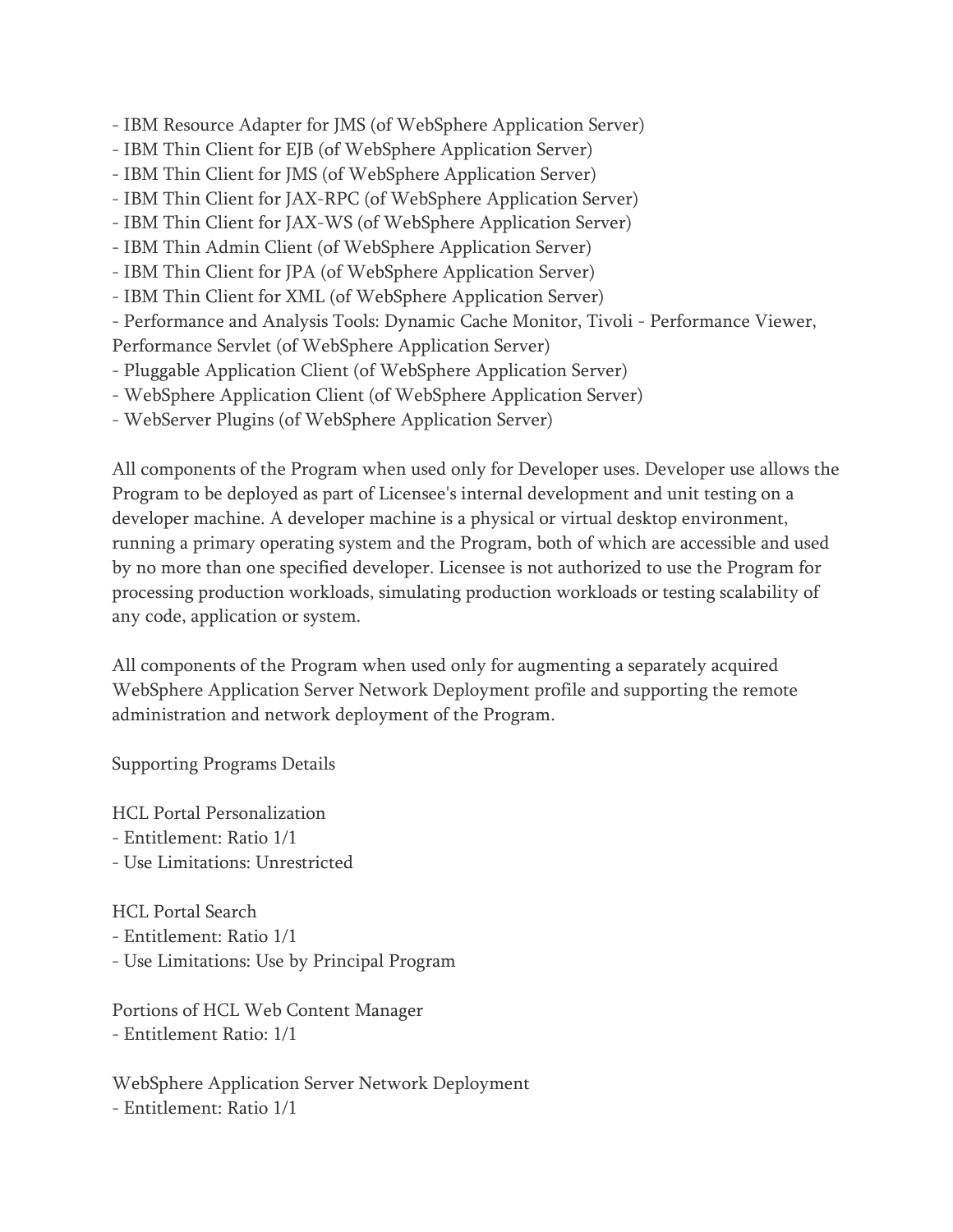- IBM Resource Adapter for JMS (of WebSphere Application Server)
- IBM Thin Client for EJB (of WebSphere Application Server)
- IBM Thin Client for JMS (of WebSphere Application Server)
- IBM Thin Client for JAX-RPC (of WebSphere Application Server)
- IBM Thin Client for JAX-WS (of WebSphere Application Server)
- IBM Thin Admin Client (of WebSphere Application Server)
- IBM Thin Client for JPA (of WebSphere Application Server)
- IBM Thin Client for XML (of WebSphere Application Server)
- Performance and Analysis Tools: Dynamic Cache Monitor, Tivoli - Performance Viewer, Performance Servlet (of WebSphere Application Server)
- Pluggable Application Client (of WebSphere Application Server)
- WebSphere Application Client (of WebSphere Application Server)
- WebServer Plugins (of WebSphere Application Server)

All components of the Program when used only for Developer uses. Developer use allows the Program to be deployed as part of Licensee's internal development and unit testing on a developer machine. A developer machine is a physical or virtual desktop environment, running a primary operating system and the Program, both of which are accessible and used by no more than one specified developer. Licensee is not authorized to use the Program for processing production workloads, simulating production workloads or testing scalability of any code, application or system.

All components of the Program when used only for augmenting a separately acquired WebSphere Application Server Network Deployment profile and supporting the remote administration and network deployment of the Program.

Supporting Programs Details

HCL Portal Personalization
- Entitlement: Ratio 1/1
- Use Limitations: Unrestricted

HCL Portal Search
- Entitlement: Ratio 1/1
- Use Limitations: Use by Principal Program

Portions of HCL Web Content Manager
- Entitlement Ratio: 1/1

WebSphere Application Server Network Deployment
- Entitlement: Ratio 1/1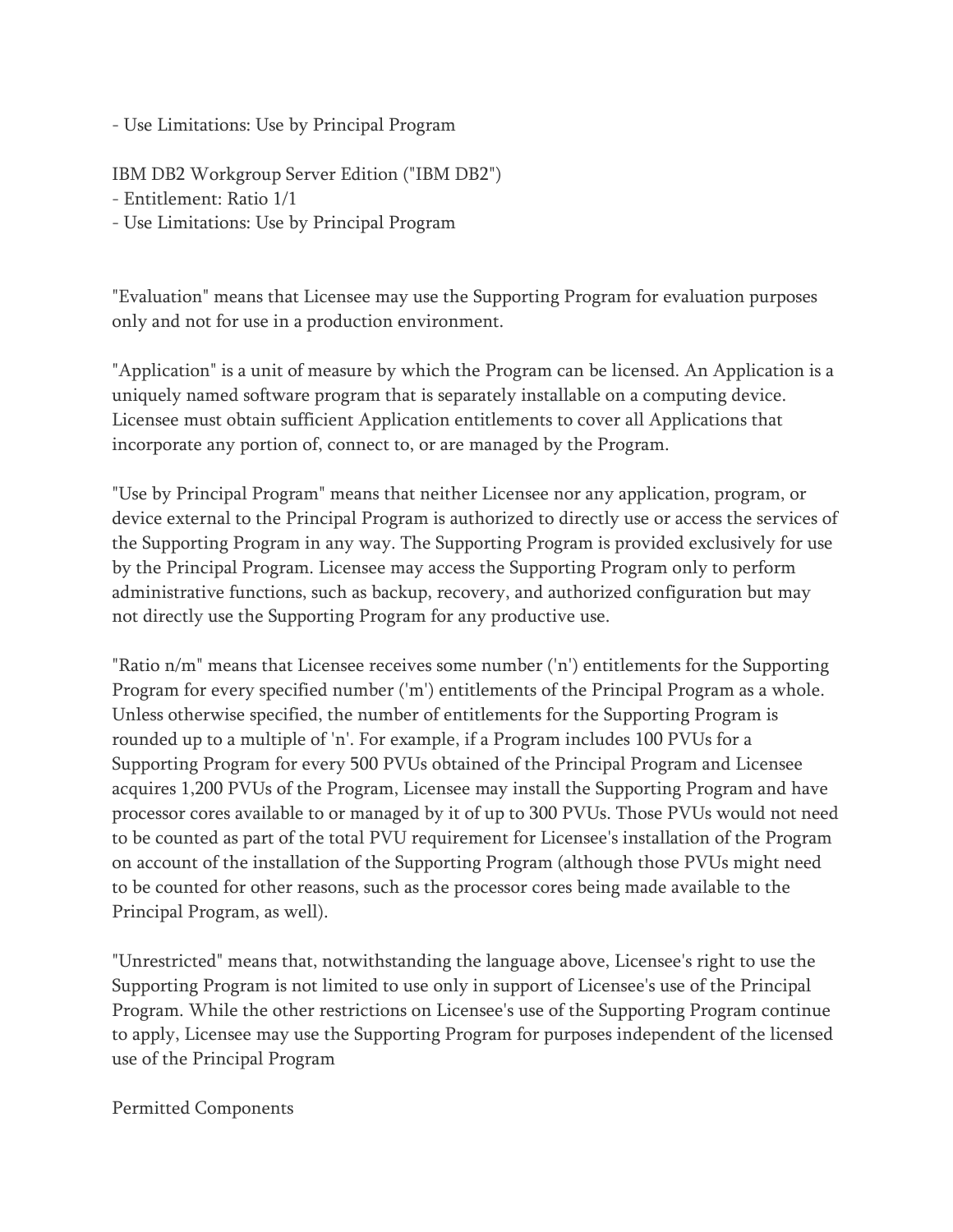- Use Limitations: Use by Principal Program

IBM DB2 Workgroup Server Edition ("IBM DB2")
- Entitlement: Ratio 1/1
- Use Limitations: Use by Principal Program

"Evaluation" means that Licensee may use the Supporting Program for evaluation purposes only and not for use in a production environment.

"Application" is a unit of measure by which the Program can be licensed. An Application is a uniquely named software program that is separately installable on a computing device. Licensee must obtain sufficient Application entitlements to cover all Applications that incorporate any portion of, connect to, or are managed by the Program.

"Use by Principal Program" means that neither Licensee nor any application, program, or device external to the Principal Program is authorized to directly use or access the services of the Supporting Program in any way. The Supporting Program is provided exclusively for use by the Principal Program. Licensee may access the Supporting Program only to perform administrative functions, such as backup, recovery, and authorized configuration but may not directly use the Supporting Program for any productive use.

"Ratio n/m" means that Licensee receives some number ('n') entitlements for the Supporting Program for every specified number ('m') entitlements of the Principal Program as a whole. Unless otherwise specified, the number of entitlements for the Supporting Program is rounded up to a multiple of 'n'. For example, if a Program includes 100 PVUs for a Supporting Program for every 500 PVUs obtained of the Principal Program and Licensee acquires 1,200 PVUs of the Program, Licensee may install the Supporting Program and have processor cores available to or managed by it of up to 300 PVUs. Those PVUs would not need to be counted as part of the total PVU requirement for Licensee's installation of the Program on account of the installation of the Supporting Program (although those PVUs might need to be counted for other reasons, such as the processor cores being made available to the Principal Program, as well).

"Unrestricted" means that, notwithstanding the language above, Licensee's right to use the Supporting Program is not limited to use only in support of Licensee's use of the Principal Program. While the other restrictions on Licensee's use of the Supporting Program continue to apply, Licensee may use the Supporting Program for purposes independent of the licensed use of the Principal Program

Permitted Components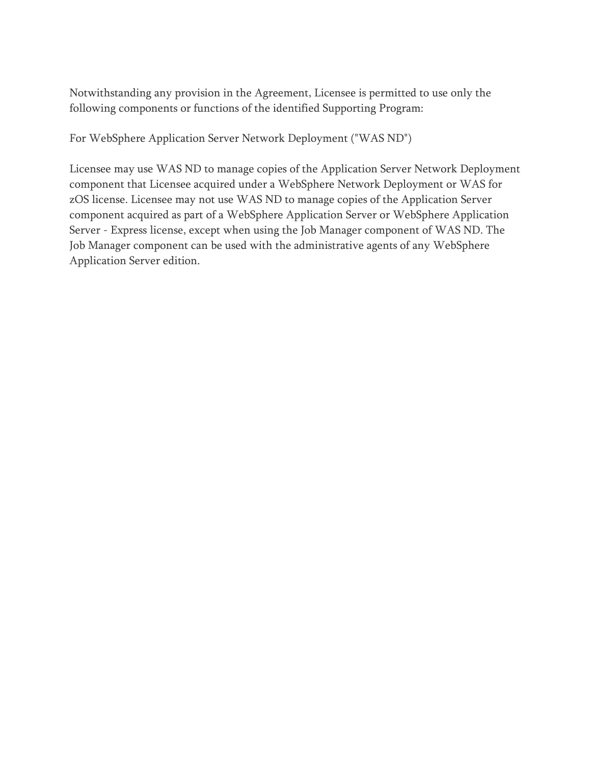Notwithstanding any provision in the Agreement, Licensee is permitted to use only the following components or functions of the identified Supporting Program:

For WebSphere Application Server Network Deployment ("WAS ND")

Licensee may use WAS ND to manage copies of the Application Server Network Deployment component that Licensee acquired under a WebSphere Network Deployment or WAS for zOS license. Licensee may not use WAS ND to manage copies of the Application Server component acquired as part of a WebSphere Application Server or WebSphere Application Server - Express license, except when using the Job Manager component of WAS ND. The Job Manager component can be used with the administrative agents of any WebSphere Application Server edition.